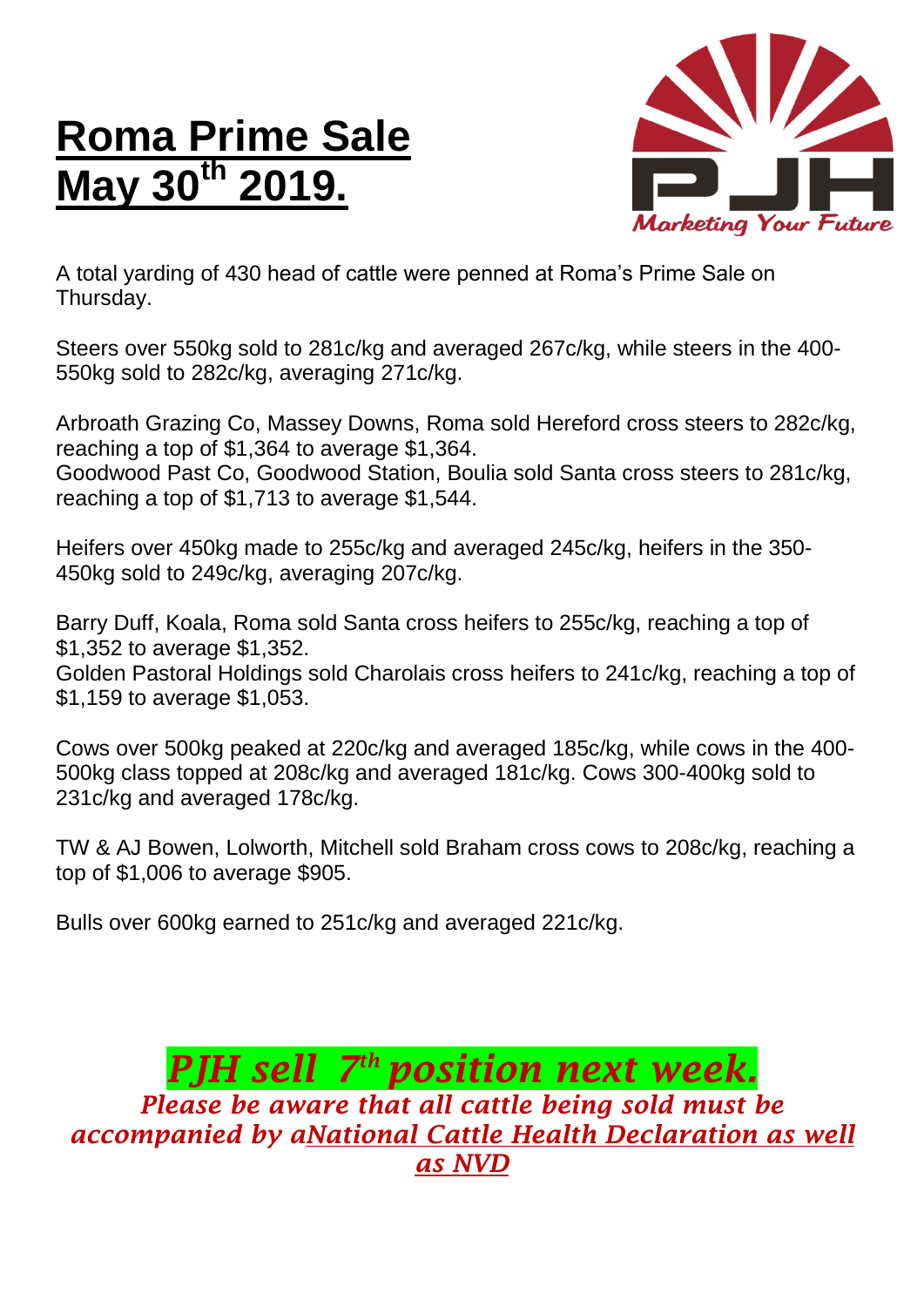# Roma Prime Sale May 30th 2019.

A total yarding of 430 head of cattle were penned at Roma's Prime Sale on Thursday.

Steers over 550kg sold to 281c/kg and averaged 267c/kg, while steers in the 400-550kg sold to 282c/kg, averaging 271c/kg.

Arbroath Grazing Co, Massey Downs, Roma sold Hereford cross steers to 282c/kg, reaching a top of $1,364 to average $1,364.
Goodwood Past Co, Goodwood Station, Boulia sold Santa cross steers to 281c/kg, reaching a top of $1,713 to average $1,544.

Heifers over 450kg made to 255c/kg and averaged 245c/kg, heifers in the 350-450kg sold to 249c/kg, averaging 207c/kg.

Barry Duff, Koala, Roma sold Santa cross heifers to 255c/kg, reaching a top of $1,352 to average $1,352.
Golden Pastoral Holdings sold Charolais cross heifers to 241c/kg, reaching a top of $1,159 to average $1,053.

Cows over 500kg peaked at 220c/kg and averaged 185c/kg, while cows in the 400-500kg class topped at 208c/kg and averaged 181c/kg. Cows 300-400kg sold to 231c/kg and averaged 178c/kg.

TW & AJ Bowen, Lolworth, Mitchell sold Braham cross cows to 208c/kg, reaching a top of $1,006 to average $905.

Bulls over 600kg earned to 251c/kg and averaged 221c/kg.

***PJH sell 7th position next week.***

***Please be aware that all cattle being sold must be accompanied by aNational Cattle Health Declaration as well as NVD***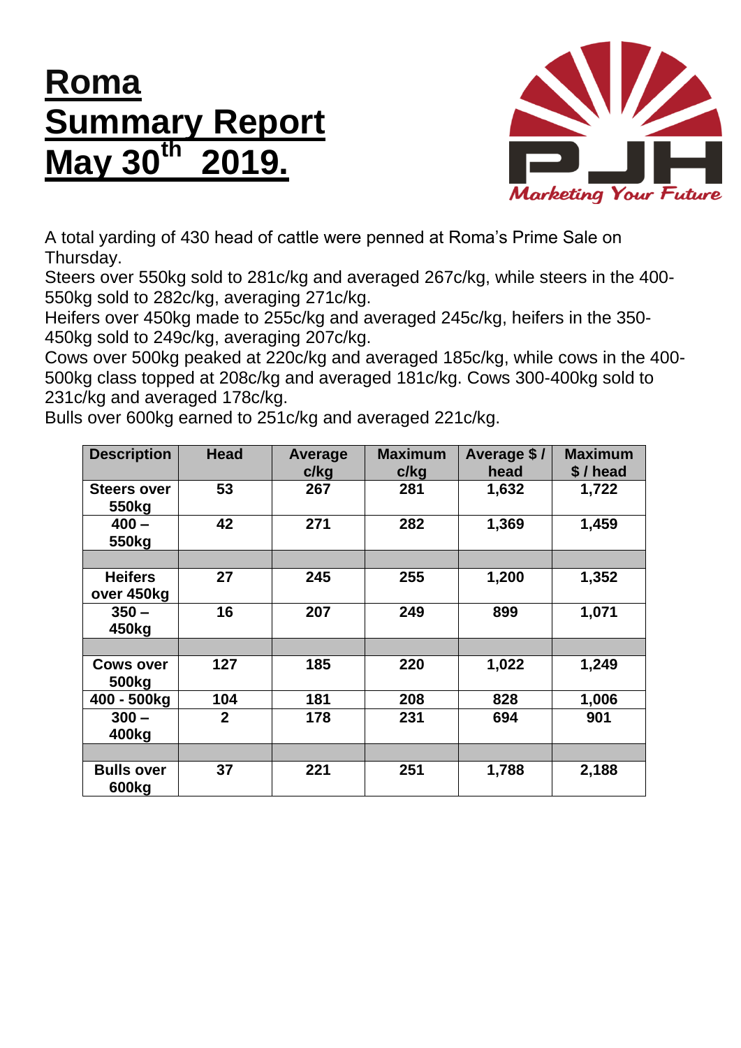# Roma Summary Report May 30th 2019.

Marketing Your Future

A total yarding of 430 head of cattle were penned at Roma's Prime Sale on Thursday.
Steers over 550kg sold to 281c/kg and averaged 267c/kg, while steers in the 400-550kg sold to 282c/kg, averaging 271c/kg.
Heifers over 450kg made to 255c/kg and averaged 245c/kg, heifers in the 350-450kg sold to 249c/kg, averaging 207c/kg.
Cows over 500kg peaked at 220c/kg and averaged 185c/kg, while cows in the 400-500kg class topped at 208c/kg and averaged 181c/kg. Cows 300-400kg sold to 231c/kg and averaged 178c/kg.
Bulls over 600kg earned to 251c/kg and averaged 221c/kg.

| Description | Head | Average c/kg | Maximum c/kg | Average $ / head | Maximum $ / head |
|---|---|---|---|---|---|
| Steers over 550kg | 53 | 267 | 281 | 1,632 | 1,722 |
| 400 – 550kg | 42 | 271 | 282 | 1,369 | 1,459 |
| | | | | | |
| Heifers over 450kg | 27 | 245 | 255 | 1,200 | 1,352 |
| 350 – 450kg | 16 | 207 | 249 | 899 | 1,071 |
| | | | | | |
| Cows over 500kg | 127 | 185 | 220 | 1,022 | 1,249 |
| 400 - 500kg | 104 | 181 | 208 | 828 | 1,006 |
| 300 – 400kg | 2 | 178 | 231 | 694 | 901 |
| | | | | | |
| Bulls over 600kg | 37 | 221 | 251 | 1,788 | 2,188 |